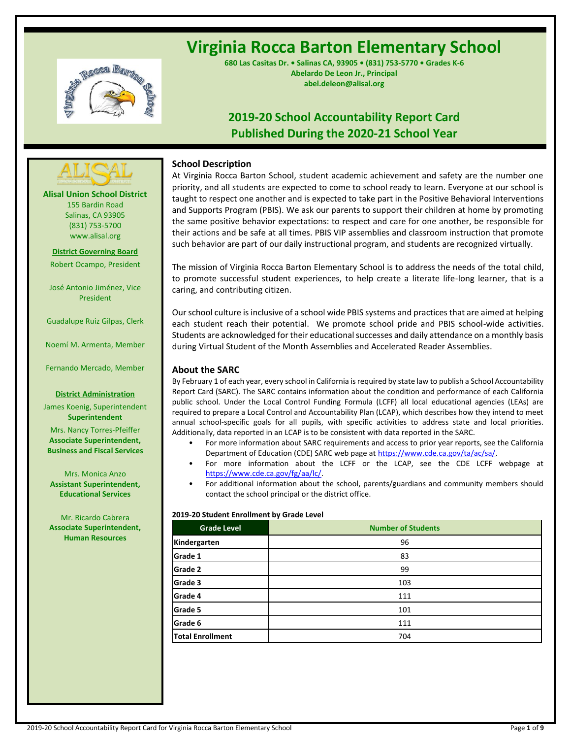# Virginia Rocca Barton Elementary School

**680 Las Casitas Dr. • Salinas CA, 93905 • (831) 753-5770 • Grades K-6**
**Abelardo De Leon Jr., Principal**
**abel.deleon@alisal.org**

## 2019-20 School Accountability Report Card
## Published During the 2020-21 School Year

**Alisal Union School District**
155 Bardin Road
Salinas, CA 93905
(831) 753-5700
www.alisal.org

**District Governing Board**

Robert Ocampo, President

José Antonio Jiménez, Vice President

Guadalupe Ruiz Gilpas, Clerk

Noemí M. Armenta, Member

Fernando Mercado, Member

**District Administration**

James Koenig, Superintendent
**Superintendent**

Mrs. Nancy Torres-Pfeiffer
**Associate Superintendent, Business and Fiscal Services**

Mrs. Monica Anzo
**Assistant Superintendent, Educational Services**

Mr. Ricardo Cabrera
**Associate Superintendent, Human Resources**

### School Description

At Virginia Rocca Barton School, student academic achievement and safety are the number one priority, and all students are expected to come to school ready to learn. Everyone at our school is taught to respect one another and is expected to take part in the Positive Behavioral Interventions and Supports Program (PBIS). We ask our parents to support their children at home by promoting the same positive behavior expectations: to respect and care for one another, be responsible for their actions and be safe at all times. PBIS VIP assemblies and classroom instruction that promote such behavior are part of our daily instructional program, and students are recognized virtually.

The mission of Virginia Rocca Barton Elementary School is to address the needs of the total child, to promote successful student experiences, to help create a literate life-long learner, that is a caring, and contributing citizen.

Our school culture is inclusive of a school wide PBIS systems and practices that are aimed at helping each student reach their potential. We promote school pride and PBIS school-wide activities. Students are acknowledged for their educational successes and daily attendance on a monthly basis during Virtual Student of the Month Assemblies and Accelerated Reader Assemblies.

### About the SARC

By February 1 of each year, every school in California is required by state law to publish a School Accountability Report Card (SARC). The SARC contains information about the condition and performance of each California public school. Under the Local Control Funding Formula (LCFF) all local educational agencies (LEAs) are required to prepare a Local Control and Accountability Plan (LCAP), which describes how they intend to meet annual school-specific goals for all pupils, with specific activities to address state and local priorities. Additionally, data reported in an LCAP is to be consistent with data reported in the SARC.

- For more information about SARC requirements and access to prior year reports, see the California Department of Education (CDE) SARC web page at https://www.cde.ca.gov/ta/ac/sa/.
- For more information about the LCFF or the LCAP, see the CDE LCFF webpage at https://www.cde.ca.gov/fg/aa/lc/.
- For additional information about the school, parents/guardians and community members should contact the school principal or the district office.

**2019-20 Student Enrollment by Grade Level**

| Grade Level | Number of Students |
|---|---|
| Kindergarten | 96 |
| Grade 1 | 83 |
| Grade 2 | 99 |
| Grade 3 | 103 |
| Grade 4 | 111 |
| Grade 5 | 101 |
| Grade 6 | 111 |
| Total Enrollment | 704 |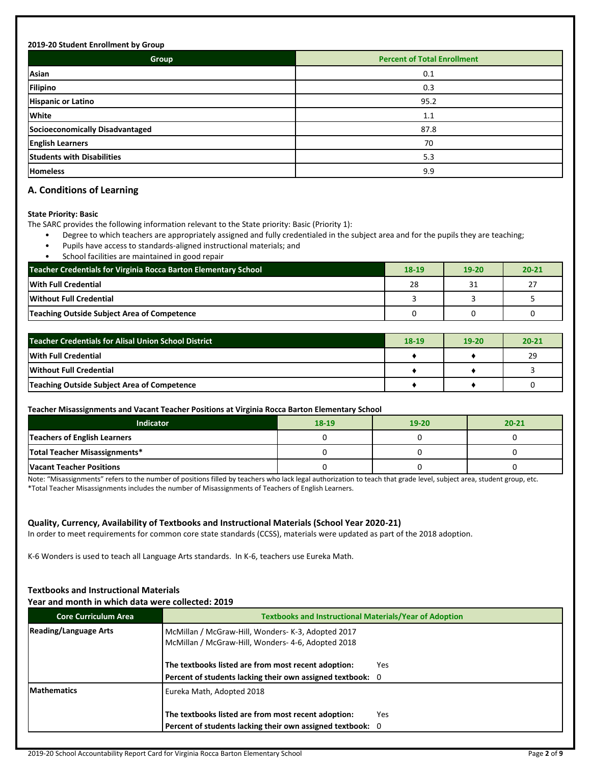**2019-20 Student Enrollment by Group**

| Group | Percent of Total Enrollment |
|---|---|
| Asian | 0.1 |
| Filipino | 0.3 |
| Hispanic or Latino | 95.2 |
| White | 1.1 |
| Socioeconomically Disadvantaged | 87.8 |
| English Learners | 70 |
| Students with Disabilities | 5.3 |
| Homeless | 9.9 |

## A. Conditions of Learning

**State Priority: Basic**

The SARC provides the following information relevant to the State priority: Basic (Priority 1):

- Degree to which teachers are appropriately assigned and fully credentialed in the subject area and for the pupils they are teaching;
- Pupils have access to standards-aligned instructional materials; and
- School facilities are maintained in good repair

| Teacher Credentials for Virginia Rocca Barton Elementary School | 18-19 | 19-20 | 20-21 |
|---|---|---|---|
| With Full Credential | 28 | 31 | 27 |
| Without Full Credential | 3 | 3 | 5 |
| Teaching Outside Subject Area of Competence | 0 | 0 | 0 |

| Teacher Credentials for Alisal Union School District | 18-19 | 19-20 | 20-21 |
|---|---|---|---|
| With Full Credential | ♦ | ♦ | 29 |
| Without Full Credential | ♦ | ♦ | 3 |
| Teaching Outside Subject Area of Competence | ♦ | ♦ | 0 |

**Teacher Misassignments and Vacant Teacher Positions at Virginia Rocca Barton Elementary School**

| Indicator | 18-19 | 19-20 | 20-21 |
|---|---|---|---|
| Teachers of English Learners | 0 | 0 | 0 |
| Total Teacher Misassignments* | 0 | 0 | 0 |
| Vacant Teacher Positions | 0 | 0 | 0 |

Note: "Misassignments" refers to the number of positions filled by teachers who lack legal authorization to teach that grade level, subject area, student group, etc.
*Total Teacher Misassignments includes the number of Misassignments of Teachers of English Learners.

### Quality, Currency, Availability of Textbooks and Instructional Materials (School Year 2020-21)

In order to meet requirements for common core state standards (CCSS), materials were updated as part of the 2018 adoption.

K-6 Wonders is used to teach all Language Arts standards. In K-6, teachers use Eureka Math.

### Textbooks and Instructional Materials
**Year and month in which data were collected: 2019**

| Core Curriculum Area | Textbooks and Instructional Materials/Year of Adoption |
|---|---|
| Reading/Language Arts | McMillan / McGraw-Hill, Wonders- K-3, Adopted 2017<br>McMillan / McGraw-Hill, Wonders- 4-6, Adopted 2018<br><br>**The textbooks listed are from most recent adoption:** Yes<br>**Percent of students lacking their own assigned textbook:** 0 |
| Mathematics | Eureka Math, Adopted 2018<br><br>**The textbooks listed are from most recent adoption:** Yes<br>**Percent of students lacking their own assigned textbook:** 0 |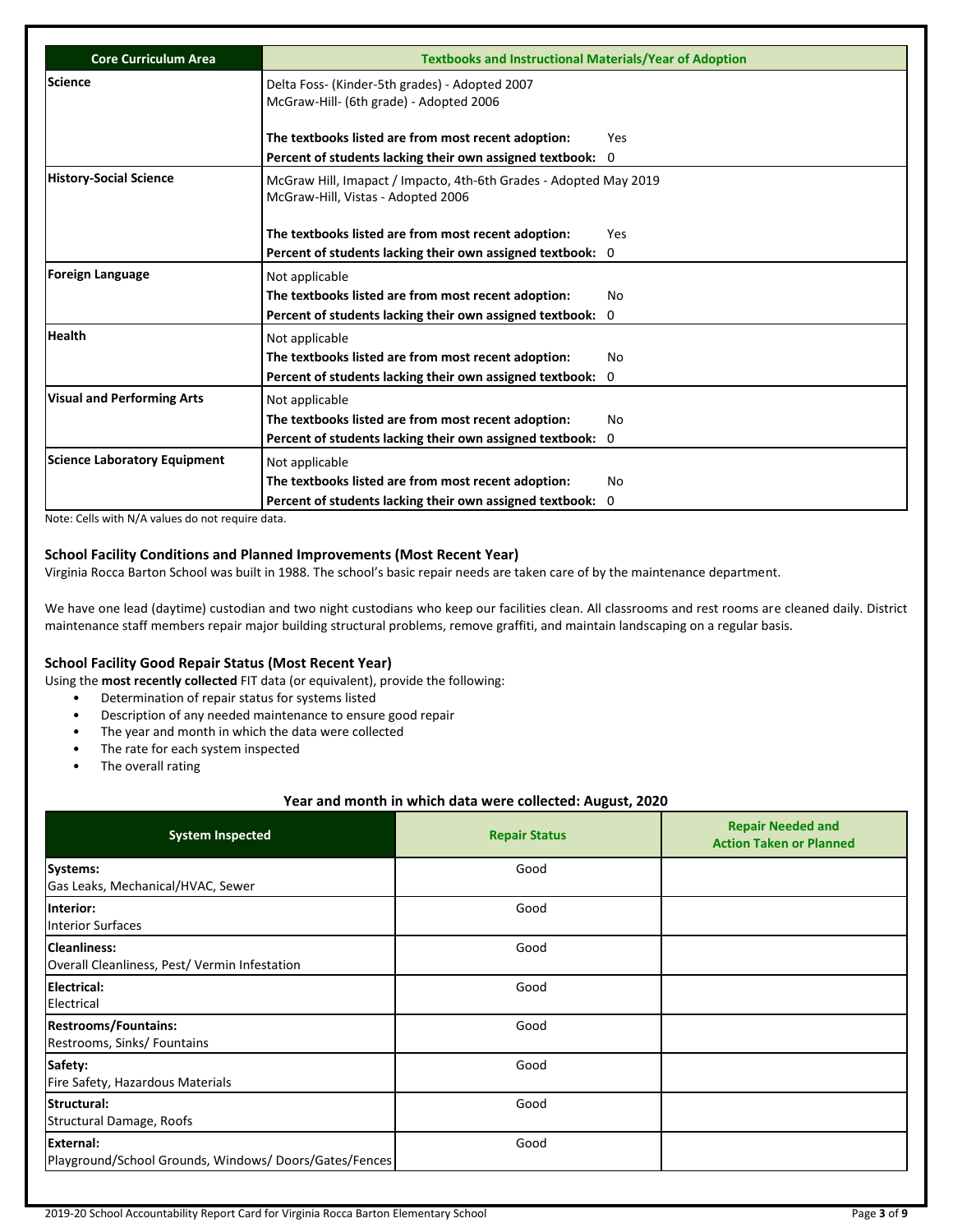| Core Curriculum Area | Textbooks and Instructional Materials/Year of Adoption |
|---|---|
| **Science** | Delta Foss- (Kinder-5th grades) - Adopted 2007<br>McGraw-Hill- (6th grade) - Adopted 2006<br><br>**The textbooks listed are from most recent adoption:** Yes<br>**Percent of students lacking their own assigned textbook:** 0 |
| **History-Social Science** | McGraw Hill, Imapact / Impacto, 4th-6th Grades - Adopted May 2019<br>McGraw-Hill, Vistas - Adopted 2006<br><br>**The textbooks listed are from most recent adoption:** Yes<br>**Percent of students lacking their own assigned textbook:** 0 |
| **Foreign Language** | Not applicable<br>**The textbooks listed are from most recent adoption:** No<br>**Percent of students lacking their own assigned textbook:** 0 |
| **Health** | Not applicable<br>**The textbooks listed are from most recent adoption:** No<br>**Percent of students lacking their own assigned textbook:** 0 |
| **Visual and Performing Arts** | Not applicable<br>**The textbooks listed are from most recent adoption:** No<br>**Percent of students lacking their own assigned textbook:** 0 |
| **Science Laboratory Equipment** | Not applicable<br>**The textbooks listed are from most recent adoption:** No<br>**Percent of students lacking their own assigned textbook:** 0 |

Note: Cells with N/A values do not require data.

### School Facility Conditions and Planned Improvements (Most Recent Year)

Virginia Rocca Barton School was built in 1988. The school's basic repair needs are taken care of by the maintenance department.

We have one lead (daytime) custodian and two night custodians who keep our facilities clean. All classrooms and rest rooms are cleaned daily. District maintenance staff members repair major building structural problems, remove graffiti, and maintain landscaping on a regular basis.

### School Facility Good Repair Status (Most Recent Year)

Using the **most recently collected** FIT data (or equivalent), provide the following:

- Determination of repair status for systems listed
- Description of any needed maintenance to ensure good repair
- The year and month in which the data were collected
- The rate for each system inspected
- The overall rating

**Year and month in which data were collected: August, 2020**

| System Inspected | Repair Status | Repair Needed and Action Taken or Planned |
|---|---|---|
| **Systems:**<br>Gas Leaks, Mechanical/HVAC, Sewer | Good | |
| **Interior:**<br>Interior Surfaces | Good | |
| **Cleanliness:**<br>Overall Cleanliness, Pest/ Vermin Infestation | Good | |
| **Electrical:**<br>Electrical | Good | |
| **Restrooms/Fountains:**<br>Restrooms, Sinks/ Fountains | Good | |
| **Safety:**<br>Fire Safety, Hazardous Materials | Good | |
| **Structural:**<br>Structural Damage, Roofs | Good | |
| **External:**<br>Playground/School Grounds, Windows/ Doors/Gates/Fences | Good | |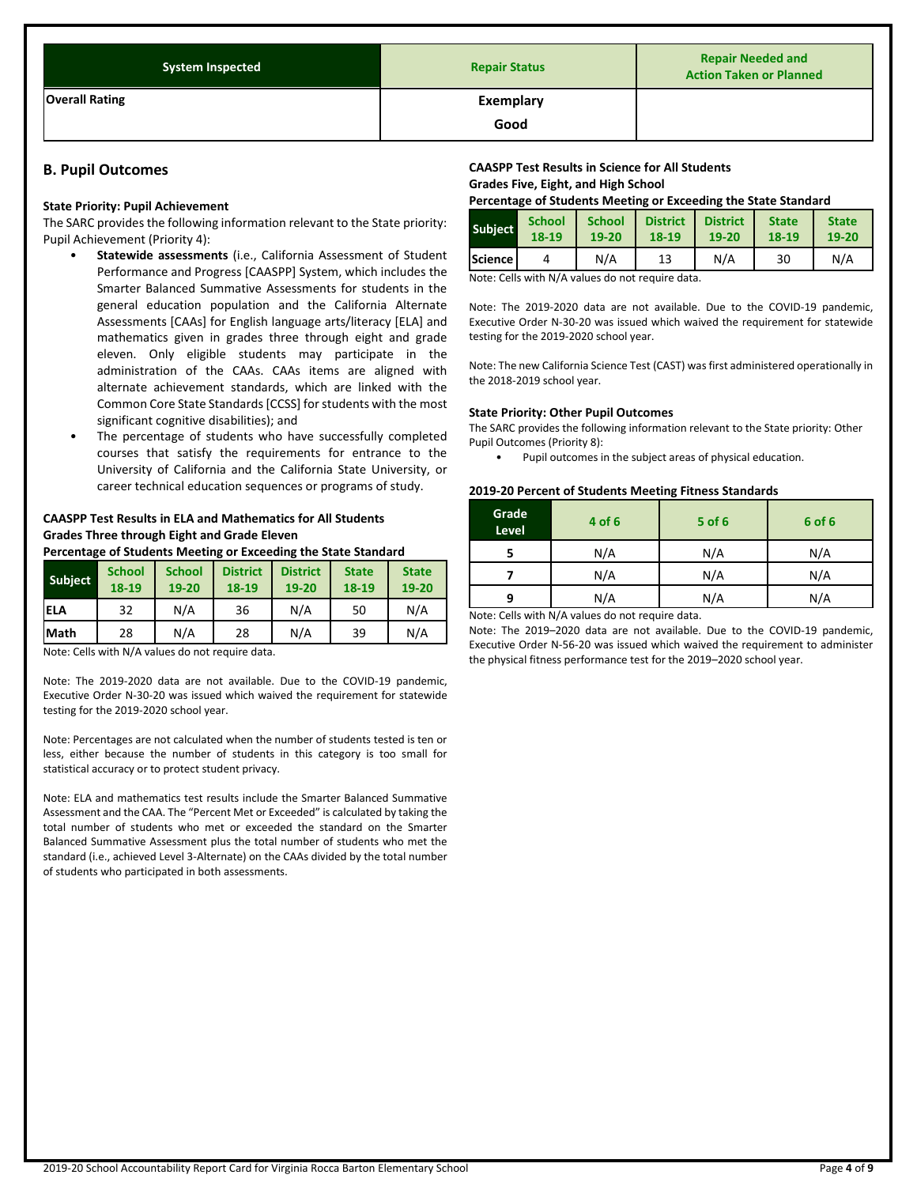| System Inspected | Repair Status | Repair Needed and Action Taken or Planned |
|---|---|---|
| **Overall Rating** | **Exemplary**<br>**Good** | |

## B. Pupil Outcomes

### State Priority: Pupil Achievement

The SARC provides the following information relevant to the State priority: Pupil Achievement (Priority 4):

- **Statewide assessments** (i.e., California Assessment of Student Performance and Progress [CAASPP] System, which includes the Smarter Balanced Summative Assessments for students in the general education population and the California Alternate Assessments [CAAs] for English language arts/literacy [ELA] and mathematics given in grades three through eight and grade eleven. Only eligible students may participate in the administration of the CAAs. CAAs items are aligned with alternate achievement standards, which are linked with the Common Core State Standards [CCSS] for students with the most significant cognitive disabilities); and
- The percentage of students who have successfully completed courses that satisfy the requirements for entrance to the University of California and the California State University, or career technical education sequences or programs of study.

**CAASPP Test Results in ELA and Mathematics for All Students**
**Grades Three through Eight and Grade Eleven**
**Percentage of Students Meeting or Exceeding the State Standard**

| Subject | School 18-19 | School 19-20 | District 18-19 | District 19-20 | State 18-19 | State 19-20 |
|---|---|---|---|---|---|---|
| ELA | 32 | N/A | 36 | N/A | 50 | N/A |
| Math | 28 | N/A | 28 | N/A | 39 | N/A |

Note: Cells with N/A values do not require data.

Note: The 2019-2020 data are not available. Due to the COVID-19 pandemic, Executive Order N-30-20 was issued which waived the requirement for statewide testing for the 2019-2020 school year.

Note: Percentages are not calculated when the number of students tested is ten or less, either because the number of students in this category is too small for statistical accuracy or to protect student privacy.

Note: ELA and mathematics test results include the Smarter Balanced Summative Assessment and the CAA. The "Percent Met or Exceeded" is calculated by taking the total number of students who met or exceeded the standard on the Smarter Balanced Summative Assessment plus the total number of students who met the standard (i.e., achieved Level 3-Alternate) on the CAAs divided by the total number of students who participated in both assessments.

**CAASPP Test Results in Science for All Students**
**Grades Five, Eight, and High School**
**Percentage of Students Meeting or Exceeding the State Standard**

| Subject | School 18-19 | School 19-20 | District 18-19 | District 19-20 | State 18-19 | State 19-20 |
|---|---|---|---|---|---|---|
| Science | 4 | N/A | 13 | N/A | 30 | N/A |

Note: Cells with N/A values do not require data.

Note: The 2019-2020 data are not available. Due to the COVID-19 pandemic, Executive Order N-30-20 was issued which waived the requirement for statewide testing for the 2019-2020 school year.

Note: The new California Science Test (CAST) was first administered operationally in the 2018-2019 school year.

### State Priority: Other Pupil Outcomes

The SARC provides the following information relevant to the State priority: Other Pupil Outcomes (Priority 8):

- Pupil outcomes in the subject areas of physical education.

**2019-20 Percent of Students Meeting Fitness Standards**

| Grade Level | 4 of 6 | 5 of 6 | 6 of 6 |
|---|---|---|---|
| 5 | N/A | N/A | N/A |
| 7 | N/A | N/A | N/A |
| 9 | N/A | N/A | N/A |

Note: Cells with N/A values do not require data.

Note: The 2019–2020 data are not available. Due to the COVID-19 pandemic, Executive Order N-56-20 was issued which waived the requirement to administer the physical fitness performance test for the 2019–2020 school year.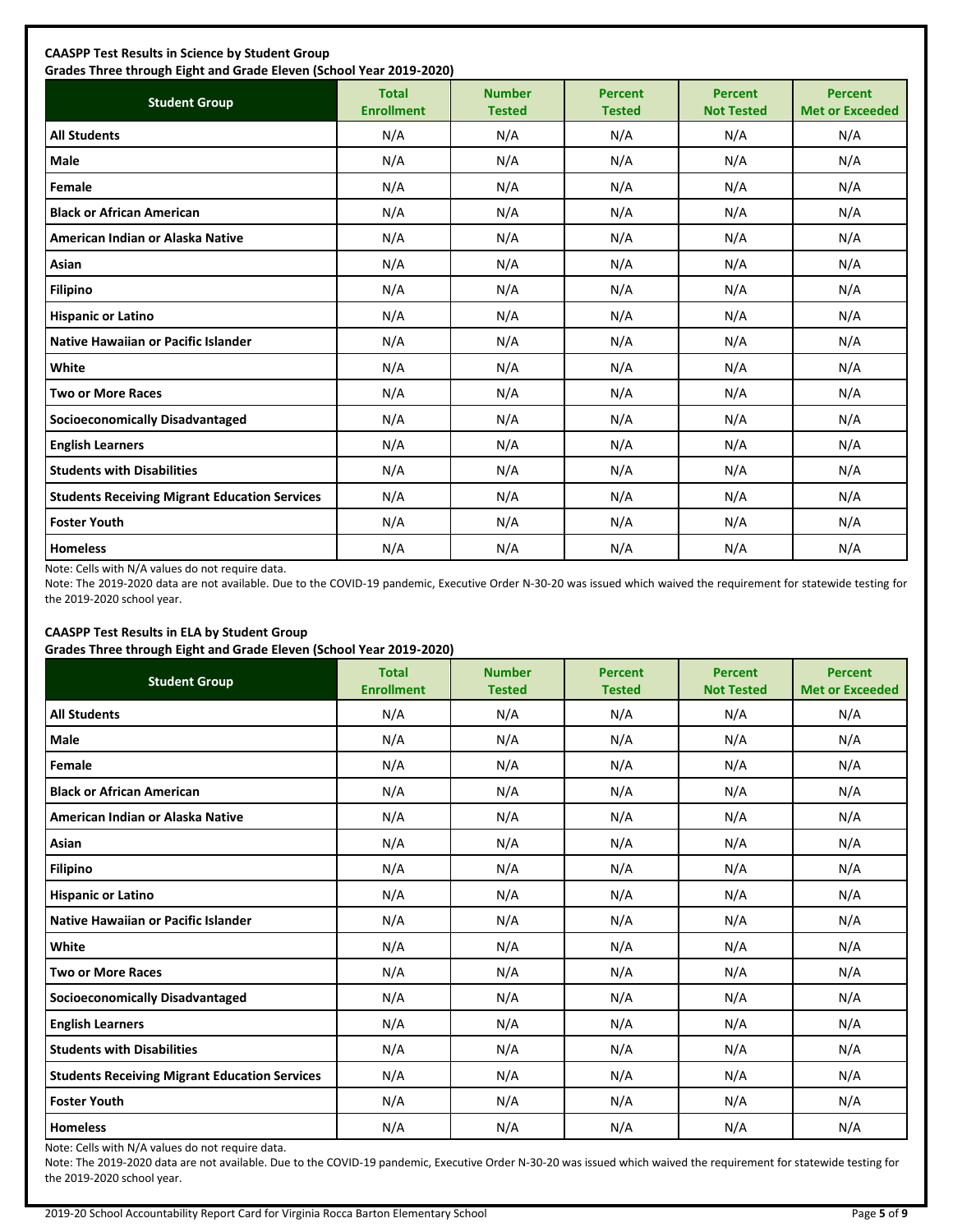**CAASPP Test Results in Science by Student Group**
**Grades Three through Eight and Grade Eleven (School Year 2019-2020)**

| Student Group | Total Enrollment | Number Tested | Percent Tested | Percent Not Tested | Percent Met or Exceeded |
|---|---|---|---|---|---|
| **All Students** | N/A | N/A | N/A | N/A | N/A |
| **Male** | N/A | N/A | N/A | N/A | N/A |
| **Female** | N/A | N/A | N/A | N/A | N/A |
| **Black or African American** | N/A | N/A | N/A | N/A | N/A |
| **American Indian or Alaska Native** | N/A | N/A | N/A | N/A | N/A |
| **Asian** | N/A | N/A | N/A | N/A | N/A |
| **Filipino** | N/A | N/A | N/A | N/A | N/A |
| **Hispanic or Latino** | N/A | N/A | N/A | N/A | N/A |
| **Native Hawaiian or Pacific Islander** | N/A | N/A | N/A | N/A | N/A |
| **White** | N/A | N/A | N/A | N/A | N/A |
| **Two or More Races** | N/A | N/A | N/A | N/A | N/A |
| **Socioeconomically Disadvantaged** | N/A | N/A | N/A | N/A | N/A |
| **English Learners** | N/A | N/A | N/A | N/A | N/A |
| **Students with Disabilities** | N/A | N/A | N/A | N/A | N/A |
| **Students Receiving Migrant Education Services** | N/A | N/A | N/A | N/A | N/A |
| **Foster Youth** | N/A | N/A | N/A | N/A | N/A |
| **Homeless** | N/A | N/A | N/A | N/A | N/A |

Note: Cells with N/A values do not require data.

Note: The 2019-2020 data are not available. Due to the COVID-19 pandemic, Executive Order N-30-20 was issued which waived the requirement for statewide testing for the 2019-2020 school year.

**CAASPP Test Results in ELA by Student Group**
**Grades Three through Eight and Grade Eleven (School Year 2019-2020)**

| Student Group | Total Enrollment | Number Tested | Percent Tested | Percent Not Tested | Percent Met or Exceeded |
|---|---|---|---|---|---|
| **All Students** | N/A | N/A | N/A | N/A | N/A |
| **Male** | N/A | N/A | N/A | N/A | N/A |
| **Female** | N/A | N/A | N/A | N/A | N/A |
| **Black or African American** | N/A | N/A | N/A | N/A | N/A |
| **American Indian or Alaska Native** | N/A | N/A | N/A | N/A | N/A |
| **Asian** | N/A | N/A | N/A | N/A | N/A |
| **Filipino** | N/A | N/A | N/A | N/A | N/A |
| **Hispanic or Latino** | N/A | N/A | N/A | N/A | N/A |
| **Native Hawaiian or Pacific Islander** | N/A | N/A | N/A | N/A | N/A |
| **White** | N/A | N/A | N/A | N/A | N/A |
| **Two or More Races** | N/A | N/A | N/A | N/A | N/A |
| **Socioeconomically Disadvantaged** | N/A | N/A | N/A | N/A | N/A |
| **English Learners** | N/A | N/A | N/A | N/A | N/A |
| **Students with Disabilities** | N/A | N/A | N/A | N/A | N/A |
| **Students Receiving Migrant Education Services** | N/A | N/A | N/A | N/A | N/A |
| **Foster Youth** | N/A | N/A | N/A | N/A | N/A |
| **Homeless** | N/A | N/A | N/A | N/A | N/A |

Note: Cells with N/A values do not require data.

Note: The 2019-2020 data are not available. Due to the COVID-19 pandemic, Executive Order N-30-20 was issued which waived the requirement for statewide testing for the 2019-2020 school year.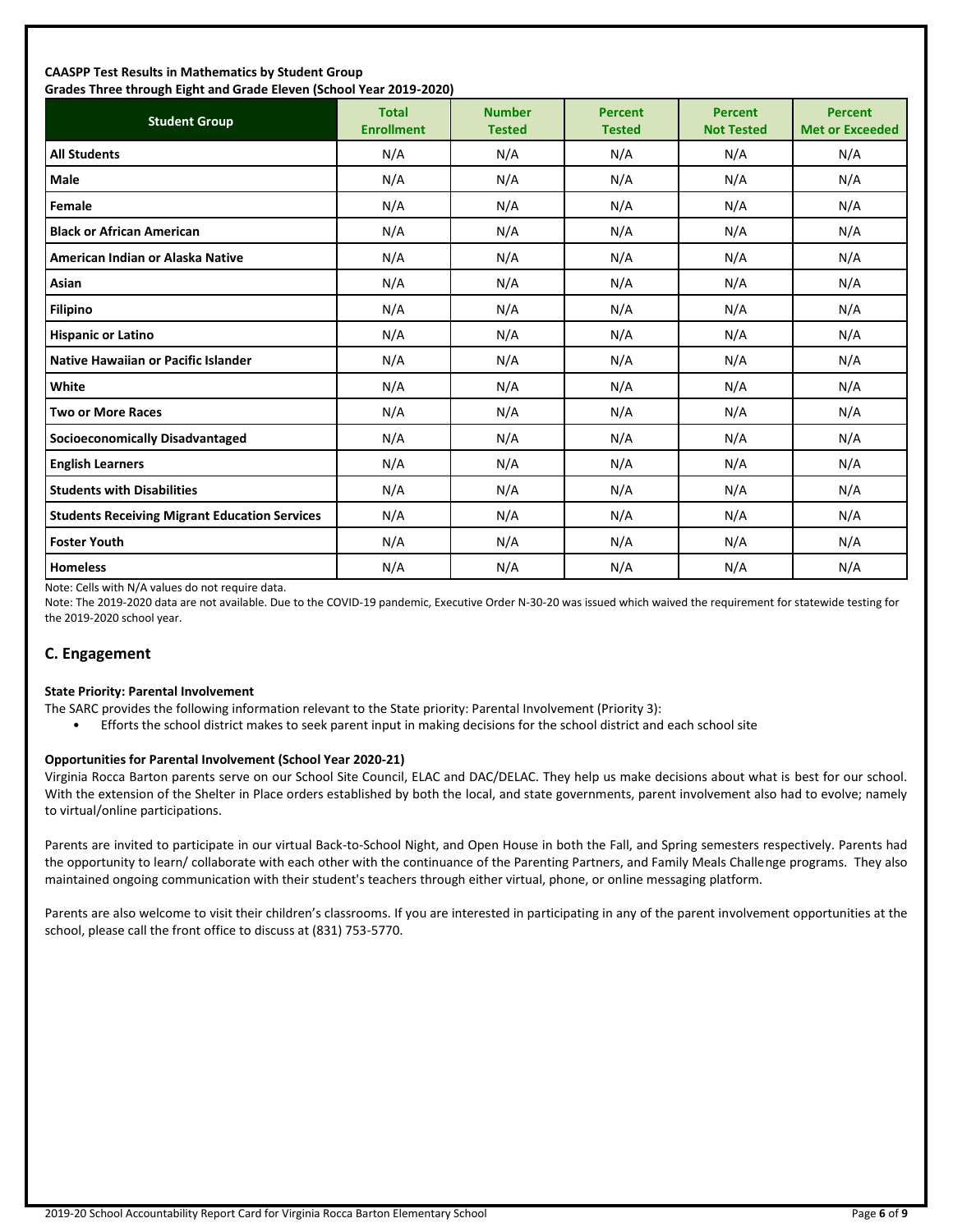**CAASPP Test Results in Mathematics by Student Group**
**Grades Three through Eight and Grade Eleven (School Year 2019-2020)**

| Student Group | Total Enrollment | Number Tested | Percent Tested | Percent Not Tested | Percent Met or Exceeded |
|---|---|---|---|---|---|
| **All Students** | N/A | N/A | N/A | N/A | N/A |
| **Male** | N/A | N/A | N/A | N/A | N/A |
| **Female** | N/A | N/A | N/A | N/A | N/A |
| **Black or African American** | N/A | N/A | N/A | N/A | N/A |
| **American Indian or Alaska Native** | N/A | N/A | N/A | N/A | N/A |
| **Asian** | N/A | N/A | N/A | N/A | N/A |
| **Filipino** | N/A | N/A | N/A | N/A | N/A |
| **Hispanic or Latino** | N/A | N/A | N/A | N/A | N/A |
| **Native Hawaiian or Pacific Islander** | N/A | N/A | N/A | N/A | N/A |
| **White** | N/A | N/A | N/A | N/A | N/A |
| **Two or More Races** | N/A | N/A | N/A | N/A | N/A |
| **Socioeconomically Disadvantaged** | N/A | N/A | N/A | N/A | N/A |
| **English Learners** | N/A | N/A | N/A | N/A | N/A |
| **Students with Disabilities** | N/A | N/A | N/A | N/A | N/A |
| **Students Receiving Migrant Education Services** | N/A | N/A | N/A | N/A | N/A |
| **Foster Youth** | N/A | N/A | N/A | N/A | N/A |
| **Homeless** | N/A | N/A | N/A | N/A | N/A |

Note: Cells with N/A values do not require data.

Note: The 2019-2020 data are not available. Due to the COVID-19 pandemic, Executive Order N-30-20 was issued which waived the requirement for statewide testing for the 2019-2020 school year.

## C. Engagement

**State Priority: Parental Involvement**

The SARC provides the following information relevant to the State priority: Parental Involvement (Priority 3):

- Efforts the school district makes to seek parent input in making decisions for the school district and each school site

**Opportunities for Parental Involvement (School Year 2020-21)**

Virginia Rocca Barton parents serve on our School Site Council, ELAC and DAC/DELAC. They help us make decisions about what is best for our school. With the extension of the Shelter in Place orders established by both the local, and state governments, parent involvement also had to evolve; namely to virtual/online participations.

Parents are invited to participate in our virtual Back-to-School Night, and Open House in both the Fall, and Spring semesters respectively. Parents had the opportunity to learn/ collaborate with each other with the continuance of the Parenting Partners, and Family Meals Challenge programs. They also maintained ongoing communication with their student's teachers through either virtual, phone, or online messaging platform.

Parents are also welcome to visit their children's classrooms. If you are interested in participating in any of the parent involvement opportunities at the school, please call the front office to discuss at (831) 753-5770.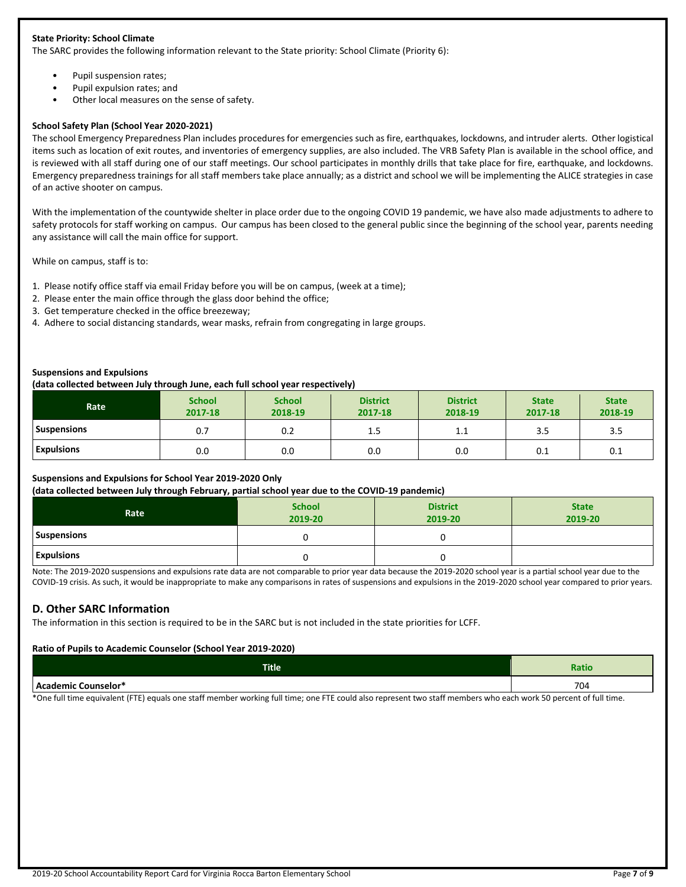**State Priority: School Climate**

The SARC provides the following information relevant to the State priority: School Climate (Priority 6):

- Pupil suspension rates;
- Pupil expulsion rates; and
- Other local measures on the sense of safety.

**School Safety Plan (School Year 2020-2021)**

The school Emergency Preparedness Plan includes procedures for emergencies such as fire, earthquakes, lockdowns, and intruder alerts. Other logistical items such as location of exit routes, and inventories of emergency supplies, are also included. The VRB Safety Plan is available in the school office, and is reviewed with all staff during one of our staff meetings. Our school participates in monthly drills that take place for fire, earthquake, and lockdowns. Emergency preparedness trainings for all staff members take place annually; as a district and school we will be implementing the ALICE strategies in case of an active shooter on campus.

With the implementation of the countywide shelter in place order due to the ongoing COVID 19 pandemic, we have also made adjustments to adhere to safety protocols for staff working on campus. Our campus has been closed to the general public since the beginning of the school year, parents needing any assistance will call the main office for support.

While on campus, staff is to:

1. Please notify office staff via email Friday before you will be on campus, (week at a time);
2. Please enter the main office through the glass door behind the office;
3. Get temperature checked in the office breezeway;
4. Adhere to social distancing standards, wear masks, refrain from congregating in large groups.

**Suspensions and Expulsions**
**(data collected between July through June, each full school year respectively)**

| Rate | School 2017-18 | School 2018-19 | District 2017-18 | District 2018-19 | State 2017-18 | State 2018-19 |
|---|---|---|---|---|---|---|
| Suspensions | 0.7 | 0.2 | 1.5 | 1.1 | 3.5 | 3.5 |
| Expulsions | 0.0 | 0.0 | 0.0 | 0.0 | 0.1 | 0.1 |

**Suspensions and Expulsions for School Year 2019-2020 Only**
**(data collected between July through February, partial school year due to the COVID-19 pandemic)**

| Rate | School 2019-20 | District 2019-20 | State 2019-20 |
|---|---|---|---|
| Suspensions | 0 | 0 | |
| Expulsions | 0 | 0 | |

Note: The 2019-2020 suspensions and expulsions rate data are not comparable to prior year data because the 2019-2020 school year is a partial school year due to the COVID-19 crisis. As such, it would be inappropriate to make any comparisons in rates of suspensions and expulsions in the 2019-2020 school year compared to prior years.

## D. Other SARC Information

The information in this section is required to be in the SARC but is not included in the state priorities for LCFF.

**Ratio of Pupils to Academic Counselor (School Year 2019-2020)**

| Title | Ratio |
|---|---|
| Academic Counselor* | 704 |

*One full time equivalent (FTE) equals one staff member working full time; one FTE could also represent two staff members who each work 50 percent of full time.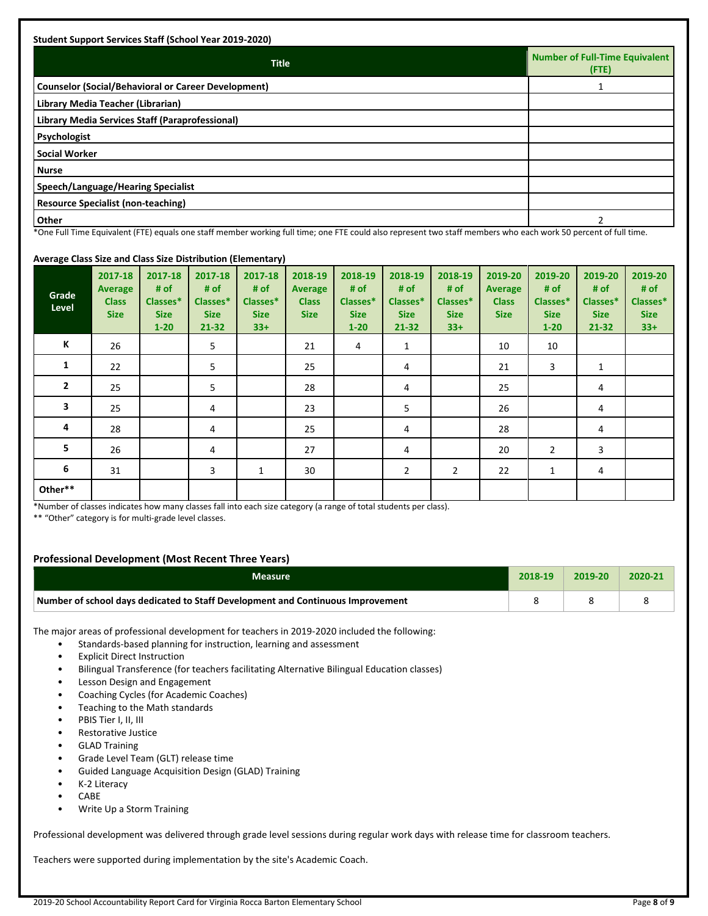**Student Support Services Staff (School Year 2019-2020)**

| Title | Number of Full-Time Equivalent (FTE) |
|---|---|
| Counselor (Social/Behavioral or Career Development) | 1 |
| Library Media Teacher (Librarian) | |
| Library Media Services Staff (Paraprofessional) | |
| Psychologist | |
| Social Worker | |
| Nurse | |
| Speech/Language/Hearing Specialist | |
| Resource Specialist (non-teaching) | |
| Other | 2 |

*One Full Time Equivalent (FTE) equals one staff member working full time; one FTE could also represent two staff members who each work 50 percent of full time.

**Average Class Size and Class Size Distribution (Elementary)**

| Grade Level | 2017-18 Average Class Size | 2017-18 # of Classes* Size 1-20 | 2017-18 # of Classes* Size 21-32 | 2017-18 # of Classes* Size 33+ | 2018-19 Average Class Size | 2018-19 # of Classes* Size 1-20 | 2018-19 # of Classes* Size 21-32 | 2018-19 # of Classes* Size 33+ | 2019-20 Average Class Size | 2019-20 # of Classes* Size 1-20 | 2019-20 # of Classes* Size 21-32 | 2019-20 # of Classes* Size 33+ |
|---|---|---|---|---|---|---|---|---|---|---|---|---|
| K | 26 | | 5 | | 21 | 4 | 1 | | 10 | 10 | | |
| 1 | 22 | | 5 | | 25 | | 4 | | 21 | 3 | 1 | |
| 2 | 25 | | 5 | | 28 | | 4 | | 25 | | 4 | |
| 3 | 25 | | 4 | | 23 | | 5 | | 26 | | 4 | |
| 4 | 28 | | 4 | | 25 | | 4 | | 28 | | 4 | |
| 5 | 26 | | 4 | | 27 | | 4 | | 20 | 2 | 3 | |
| 6 | 31 | | 3 | 1 | 30 | | 2 | 2 | 22 | 1 | 4 | |
| Other** | | | | | | | | | | | | |

*Number of classes indicates how many classes fall into each size category (a range of total students per class).

** "Other" category is for multi-grade level classes.

## Professional Development (Most Recent Three Years)

| Measure | 2018-19 | 2019-20 | 2020-21 |
|---|---|---|---|
| Number of school days dedicated to Staff Development and Continuous Improvement | 8 | 8 | 8 |

The major areas of professional development for teachers in 2019-2020 included the following:

- Standards-based planning for instruction, learning and assessment
- Explicit Direct Instruction
- Bilingual Transference (for teachers facilitating Alternative Bilingual Education classes)
- Lesson Design and Engagement
- Coaching Cycles (for Academic Coaches)
- Teaching to the Math standards
- PBIS Tier I, II, III
- Restorative Justice
- GLAD Training
- Grade Level Team (GLT) release time
- Guided Language Acquisition Design (GLAD) Training
- K-2 Literacy
- CABE
- Write Up a Storm Training

Professional development was delivered through grade level sessions during regular work days with release time for classroom teachers.

Teachers were supported during implementation by the site's Academic Coach.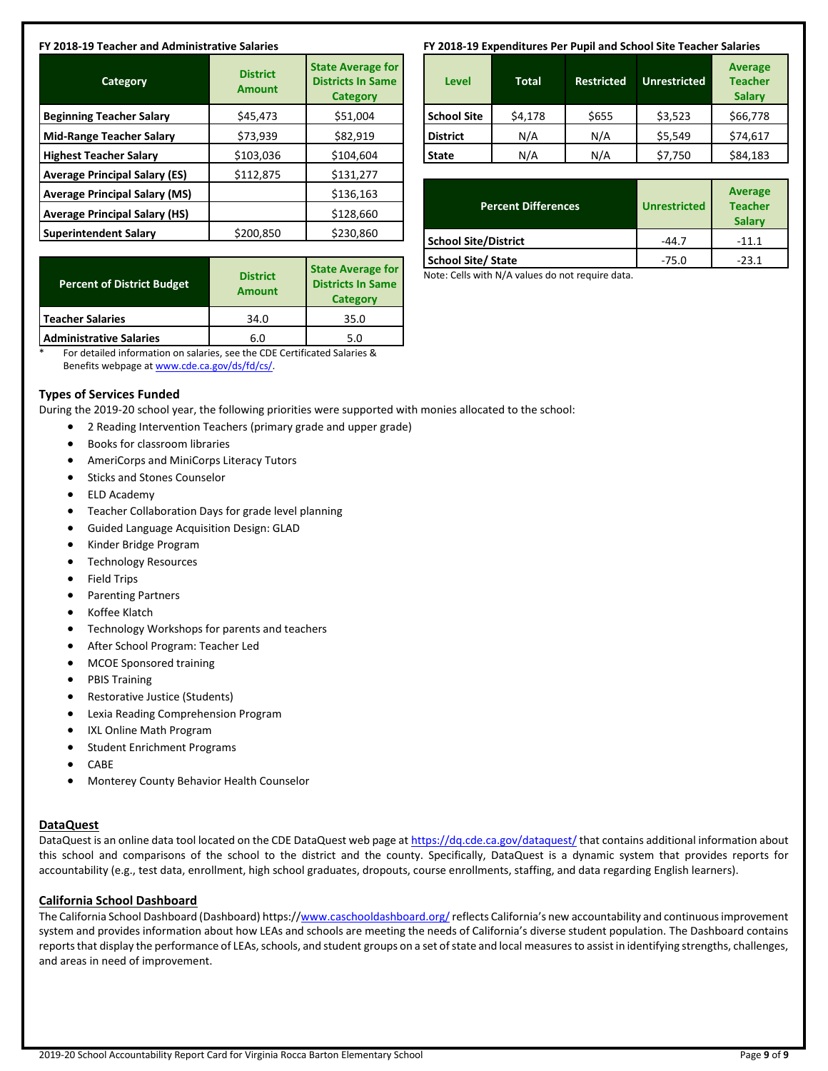**FY 2018-19 Teacher and Administrative Salaries**

| Category | District Amount | State Average for Districts In Same Category |
|---|---|---|
| Beginning Teacher Salary | $45,473 | $51,004 |
| Mid-Range Teacher Salary | $73,939 | $82,919 |
| Highest Teacher Salary | $103,036 | $104,604 |
| Average Principal Salary (ES) | $112,875 | $131,277 |
| Average Principal Salary (MS) | | $136,163 |
| Average Principal Salary (HS) | | $128,660 |
| Superintendent Salary | $200,850 | $230,860 |

| Percent of District Budget | District Amount | State Average for Districts In Same Category |
|---|---|---|
| Teacher Salaries | 34.0 | 35.0 |
| Administrative Salaries | 6.0 | 5.0 |

\* For detailed information on salaries, see the CDE Certificated Salaries & Benefits webpage at www.cde.ca.gov/ds/fd/cs/.

**FY 2018-19 Expenditures Per Pupil and School Site Teacher Salaries**

| Level | Total | Restricted | Unrestricted | Average Teacher Salary |
|---|---|---|---|---|
| School Site | $4,178 | $655 | $3,523 | $66,778 |
| District | N/A | N/A | $5,549 | $74,617 |
| State | N/A | N/A | $7,750 | $84,183 |

| Percent Differences | Unrestricted | Average Teacher Salary |
|---|---|---|
| School Site/District | -44.7 | -11.1 |
| School Site/ State | -75.0 | -23.1 |

Note: Cells with N/A values do not require data.

## Types of Services Funded

During the 2019-20 school year, the following priorities were supported with monies allocated to the school:

- 2 Reading Intervention Teachers (primary grade and upper grade)
- Books for classroom libraries
- AmeriCorps and MiniCorps Literacy Tutors
- Sticks and Stones Counselor
- ELD Academy
- Teacher Collaboration Days for grade level planning
- Guided Language Acquisition Design: GLAD
- Kinder Bridge Program
- Technology Resources
- Field Trips
- Parenting Partners
- Koffee Klatch
- Technology Workshops for parents and teachers
- After School Program: Teacher Led
- MCOE Sponsored training
- PBIS Training
- Restorative Justice (Students)
- Lexia Reading Comprehension Program
- IXL Online Math Program
- Student Enrichment Programs
- CABE
- Monterey County Behavior Health Counselor

## DataQuest

DataQuest is an online data tool located on the CDE DataQuest web page at https://dq.cde.ca.gov/dataquest/ that contains additional information about this school and comparisons of the school to the district and the county. Specifically, DataQuest is a dynamic system that provides reports for accountability (e.g., test data, enrollment, high school graduates, dropouts, course enrollments, staffing, and data regarding English learners).

## California School Dashboard

The California School Dashboard (Dashboard) https://www.caschooldashboard.org/ reflects California's new accountability and continuous improvement system and provides information about how LEAs and schools are meeting the needs of California's diverse student population. The Dashboard contains reports that display the performance of LEAs, schools, and student groups on a set of state and local measures to assist in identifying strengths, challenges, and areas in need of improvement.